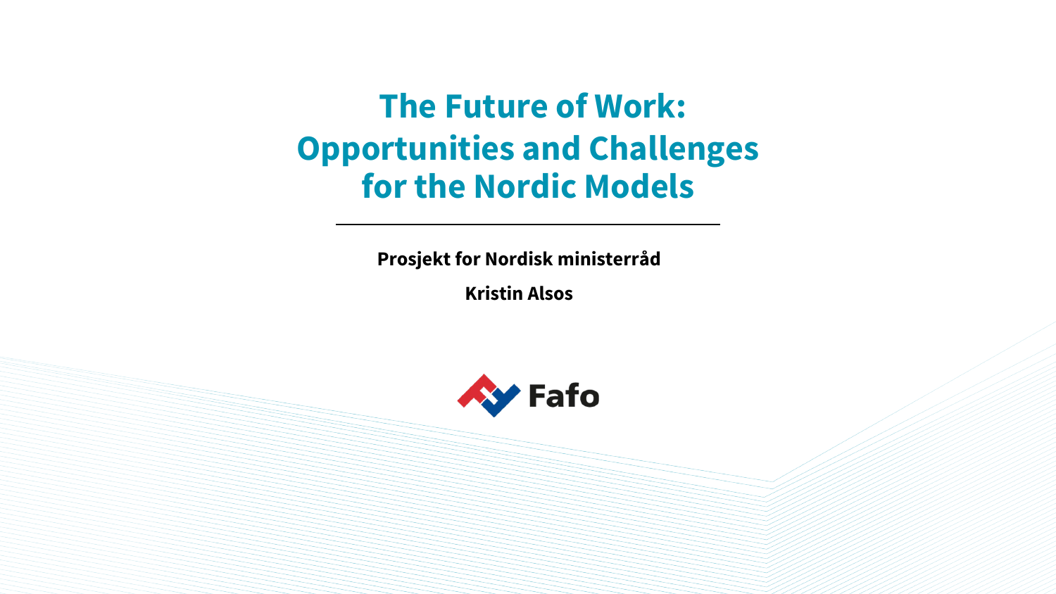# The Future of Work: Opportunities and Challenges for the Nordic Models

**Prosjekt for Nordisk ministerråd**

**Kristin Alsos**

Fafo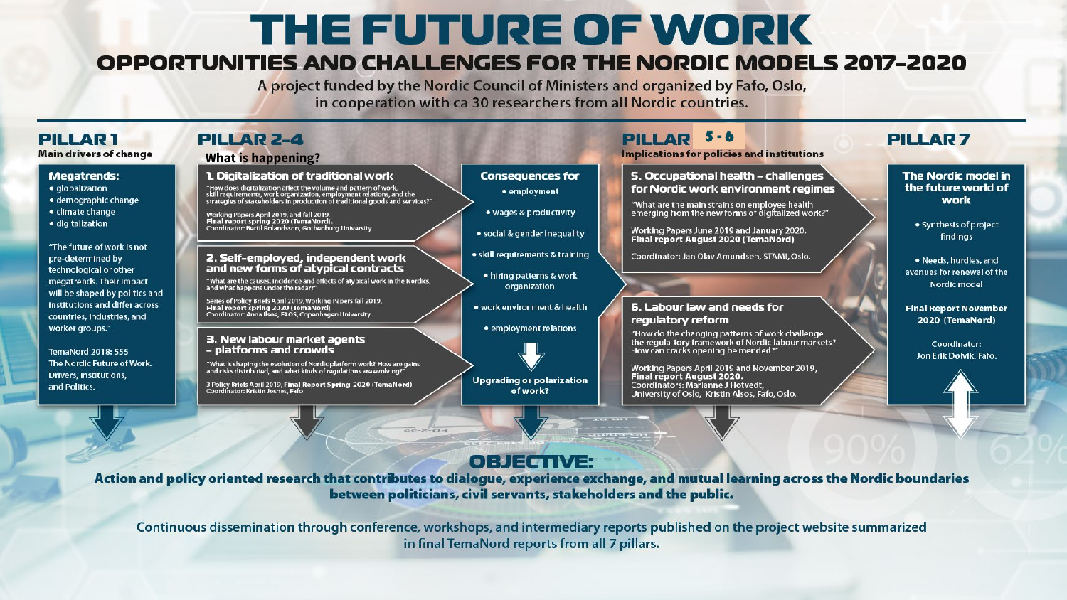# THE FUTURE OF WORK

## OPPORTUNITIES AND CHALLENGES FOR THE NORDIC MODELS 2017-2020

A project funded by the Nordic Council of Ministers and organized by Fafo, Oslo, in cooperation with ca 30 researchers from all Nordic countries.

### PILLAR 1

**Main drivers of change**

**Megatrends:**

- globalization
- demographic change
- climate change
- digitalization

"The future of work is not pre-determined by technological or other megatrends. Their impact will be shaped by politics and institutions and differ across countries, industries, and worker groups."

TemaNord 2018: 555
The Nordic Future of Work. Drivers, Institutions, and Politics.

### PILLAR 2-4

**What is happening?**

**1. Digitalization of traditional work**

"How does digitalization affect the volume and pattern of work, skill requirements, work organization, employment relations, and the strategies of stakeholders in production of traditional goods and services?"

Working Papers April 2019, and fall 2019.
**Final report spring 2020 (TemaNord).**
Coordinator: Bertil Rolandsson, Gothenburg University

**2. Self-employed, independent work and new forms of atypical contracts**

"What are the causes, incidence and effects of atypical work in the Nordics, and what happens under the radar?"

Series of Policy Briefs April 2019, Working Papers fall 2019,
**Final report spring 2020 (TemaNord)**
Coordinator: Anna Ilsøe, FAOS, Copenhagen University

**3. New labour market agents – platforms and crowds**

"What is shaping the evolution of Nordic platform work? How are gains and risks distributed, and what kinds of regulations are evolving?"

3 Policy Briefs April 2019, **Final Report Spring 2020 (TemaNord)**
Coordinator: Kristin Jesnes, Fafo

**Consequences for**

- employment
- wages & productivity
- social & gender inequality
- skill requirements & training
- hiring patterns & work organization
- work environment & health
- employment relations

**Upgrading or polarization of work?**

### PILLAR 5-6

**Implications for policies and institutions**

**5. Occupational health – challenges for Nordic work environment regimes**

"What are the main strains on employee health emerging from the new forms of digitalized work?"

Working Papers June 2019 and January 2020.
**Final report August 2020 (TemaNord)**

Coordinator: Jan Olav Amundsen, STAMI, Oslo.

**6. Labour law and needs for regulatory reform**

"How do the changing patterns of work challenge the regula-tory framework of Nordic labour markets? How can cracks opening be mended?"

Working Papers April 2019 and November 2019,
**Final report August 2020.**
Coordinators: Marianne J Hotvedt, University of Oslo, Kristin Alsos, Fafo, Oslo.

### PILLAR 7

**The Nordic model in the future world of work**

- Synthesis of project findings
- Needs, hurdles, and avenues for renewal of the Nordic model

**Final Report November 2020 (TemaNord)**

Coordinator: Jon Erik Dølvik, Fafo.

## OBJECTIVE:

**Action and policy oriented research that contributes to dialogue, experience exchange, and mutual learning across the Nordic boundaries between politicians, civil servants, stakeholders and the public.**

Continuous dissemination through conference, workshops, and intermediary reports published on the project website summarized in final TemaNord reports from all 7 pillars.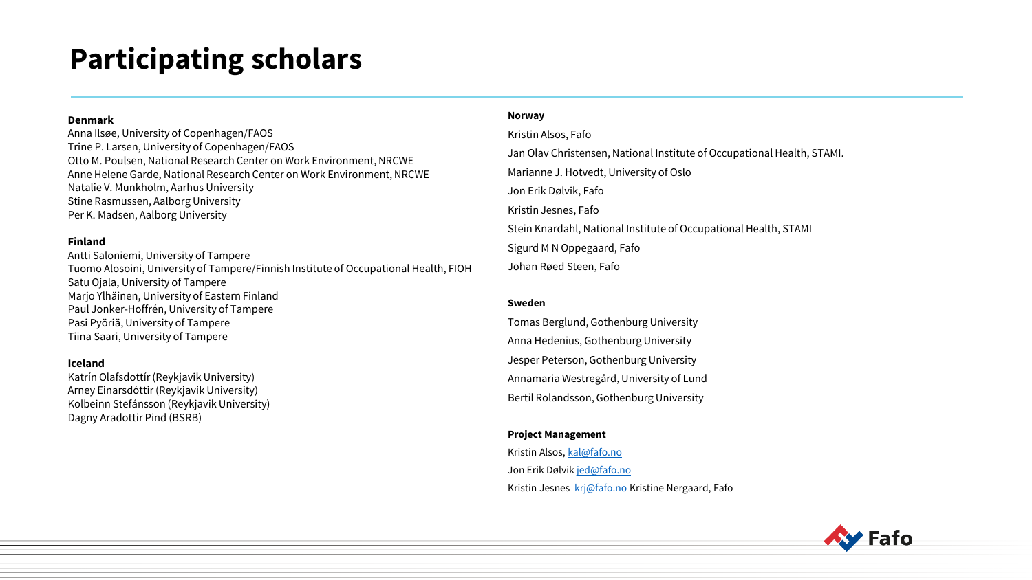# Participating scholars

**Denmark**

Anna Ilsøe, University of Copenhagen/FAOS
Trine P. Larsen, University of Copenhagen/FAOS
Otto M. Poulsen, National Research Center on Work Environment, NRCWE
Anne Helene Garde, National Research Center on Work Environment, NRCWE
Natalie V. Munkholm, Aarhus University
Stine Rasmussen, Aalborg University
Per K. Madsen, Aalborg University

**Finland**

Antti Saloniemi, University of Tampere
Tuomo Alosoini, University of Tampere/Finnish Institute of Occupational Health, FIOH
Satu Ojala, University of Tampere
Marjo Ylhäinen, University of Eastern Finland
Paul Jonker-Hoffrén, University of Tampere
Pasi Pyöriä, University of Tampere
Tiina Saari, University of Tampere

**Iceland**

Katrín Olafsdottír (Reykjavik University)
Arney Einarsdóttir (Reykjavik University)
Kolbeinn Stefánsson (Reykjavik University)
Dagny Aradottir Pind (BSRB)

**Norway**

Kristin Alsos, Fafo
Jan Olav Christensen, National Institute of Occupational Health, STAMI.
Marianne J. Hotvedt, University of Oslo
Jon Erik Dølvik, Fafo
Kristin Jesnes, Fafo
Stein Knardahl, National Institute of Occupational Health, STAMI
Sigurd M N Oppegaard, Fafo
Johan Røed Steen, Fafo

**Sweden**

Tomas Berglund, Gothenburg University
Anna Hedenius, Gothenburg University
Jesper Peterson, Gothenburg University
Annamaria Westregård, University of Lund
Bertil Rolandsson, Gothenburg University

**Project Management**

Kristin Alsos, kal@fafo.no
Jon Erik Dølvik jed@fafo.no
Kristin Jesnes krj@fafo.no Kristine Nergaard, Fafo